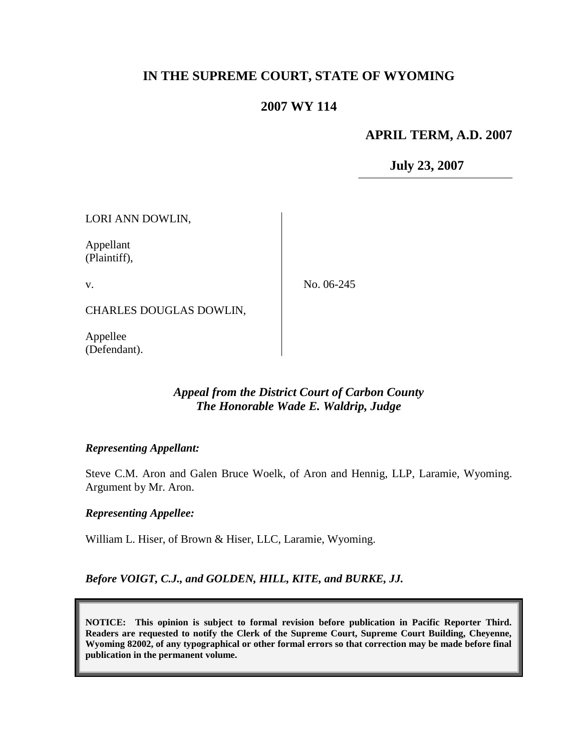# IN THE SUPREME COURT, STATE OF WYOMING

## 2007 WY 114

**APRIL TERM, A.D. 2007**

**July 23, 2007**

LORI ANN DOWLIN,

Appellant
(Plaintiff),

v.

CHARLES DOUGLAS DOWLIN,

Appellee
(Defendant).

No. 06-245

*Appeal from the District Court of Carbon County*
*The Honorable Wade E. Waldrip, Judge*

***Representing Appellant:***

Steve C.M. Aron and Galen Bruce Woelk, of Aron and Hennig, LLP, Laramie, Wyoming. Argument by Mr. Aron.

***Representing Appellee:***

William L. Hiser, of Brown & Hiser, LLC, Laramie, Wyoming.

***Before VOIGT, C.J., and GOLDEN, HILL, KITE, and BURKE, JJ.***

**NOTICE: This opinion is subject to formal revision before publication in Pacific Reporter Third. Readers are requested to notify the Clerk of the Supreme Court, Supreme Court Building, Cheyenne, Wyoming 82002, of any typographical or other formal errors so that correction may be made before final publication in the permanent volume.**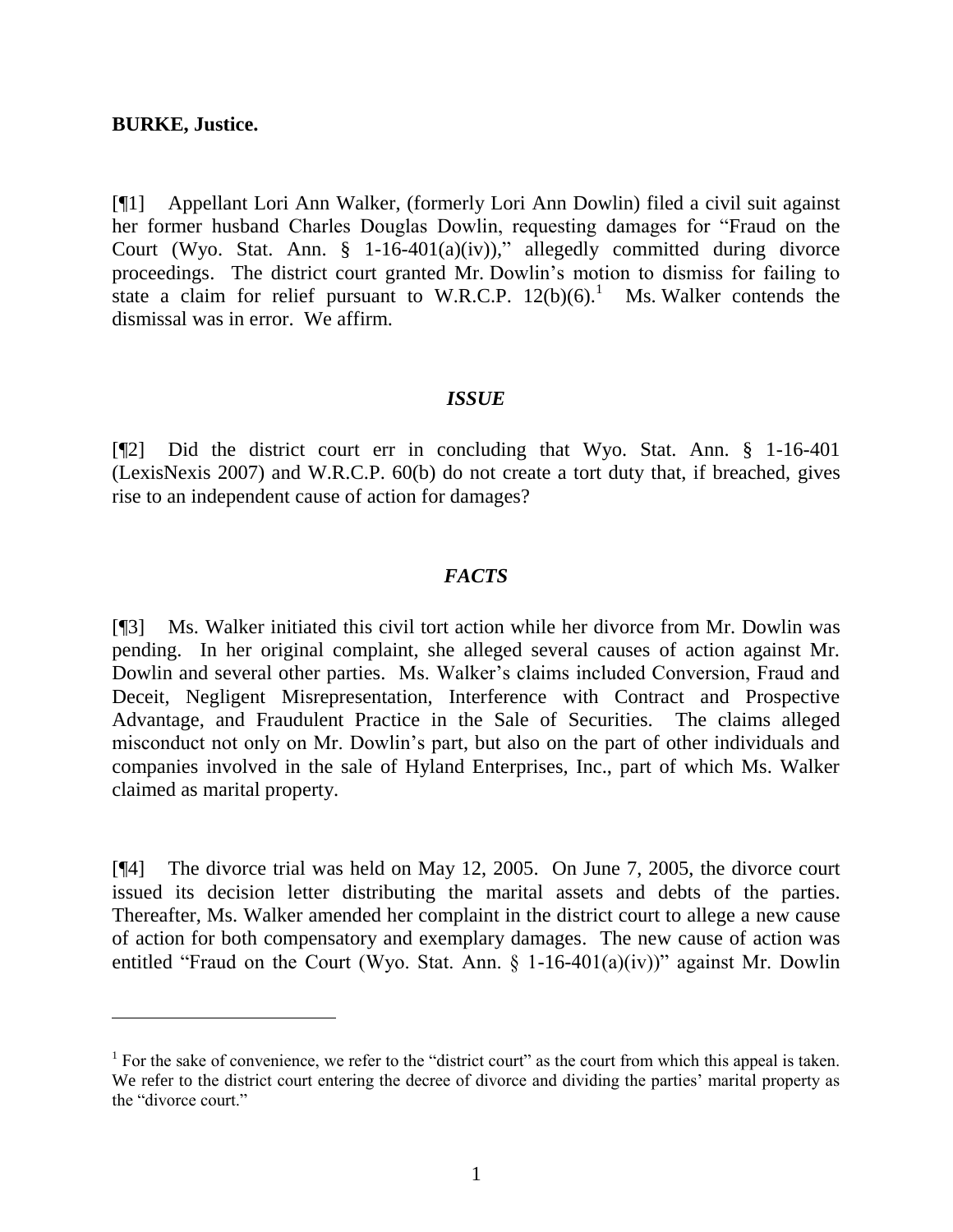**BURKE, Justice.**

[¶1] Appellant Lori Ann Walker, (formerly Lori Ann Dowlin) filed a civil suit against her former husband Charles Douglas Dowlin, requesting damages for "Fraud on the Court (Wyo. Stat. Ann. § 1-16-401(a)(iv))," allegedly committed during divorce proceedings. The district court granted Mr. Dowlin's motion to dismiss for failing to state a claim for relief pursuant to W.R.C.P. 12(b)(6).[1] Ms. Walker contends the dismissal was in error. We affirm.

## *ISSUE*

[¶2] Did the district court err in concluding that Wyo. Stat. Ann. § 1-16-401 (LexisNexis 2007) and W.R.C.P. 60(b) do not create a tort duty that, if breached, gives rise to an independent cause of action for damages?

## *FACTS*

[¶3] Ms. Walker initiated this civil tort action while her divorce from Mr. Dowlin was pending. In her original complaint, she alleged several causes of action against Mr. Dowlin and several other parties. Ms. Walker's claims included Conversion, Fraud and Deceit, Negligent Misrepresentation, Interference with Contract and Prospective Advantage, and Fraudulent Practice in the Sale of Securities. The claims alleged misconduct not only on Mr. Dowlin's part, but also on the part of other individuals and companies involved in the sale of Hyland Enterprises, Inc., part of which Ms. Walker claimed as marital property.

[¶4] The divorce trial was held on May 12, 2005. On June 7, 2005, the divorce court issued its decision letter distributing the marital assets and debts of the parties. Thereafter, Ms. Walker amended her complaint in the district court to allege a new cause of action for both compensatory and exemplary damages. The new cause of action was entitled "Fraud on the Court (Wyo. Stat. Ann. § 1-16-401(a)(iv))" against Mr. Dowlin

---

[1] For the sake of convenience, we refer to the "district court" as the court from which this appeal is taken. We refer to the district court entering the decree of divorce and dividing the parties' marital property as the "divorce court."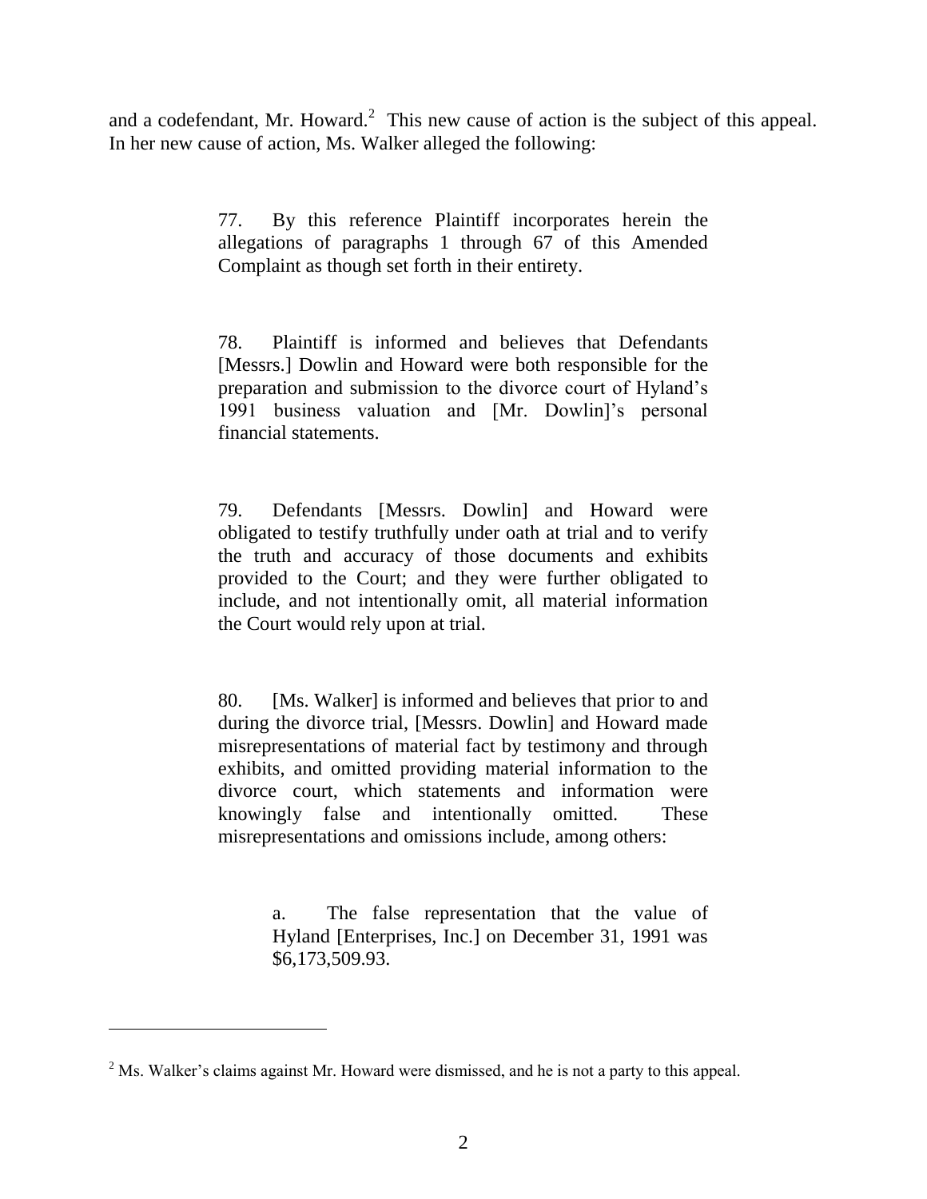and a codefendant, Mr. Howard.[2] This new cause of action is the subject of this appeal. In her new cause of action, Ms. Walker alleged the following:

> 77. By this reference Plaintiff incorporates herein the allegations of paragraphs 1 through 67 of this Amended Complaint as though set forth in their entirety.
>
> 78. Plaintiff is informed and believes that Defendants [Messrs.] Dowlin and Howard were both responsible for the preparation and submission to the divorce court of Hyland's 1991 business valuation and [Mr. Dowlin]'s personal financial statements.
>
> 79. Defendants [Messrs. Dowlin] and Howard were obligated to testify truthfully under oath at trial and to verify the truth and accuracy of those documents and exhibits provided to the Court; and they were further obligated to include, and not intentionally omit, all material information the Court would rely upon at trial.
>
> 80. [Ms. Walker] is informed and believes that prior to and during the divorce trial, [Messrs. Dowlin] and Howard made misrepresentations of material fact by testimony and through exhibits, and omitted providing material information to the divorce court, which statements and information were knowingly false and intentionally omitted. These misrepresentations and omissions include, among others:
>
> > a. The false representation that the value of Hyland [Enterprises, Inc.] on December 31, 1991 was $6,173,509.93.

---

[2] Ms. Walker's claims against Mr. Howard were dismissed, and he is not a party to this appeal.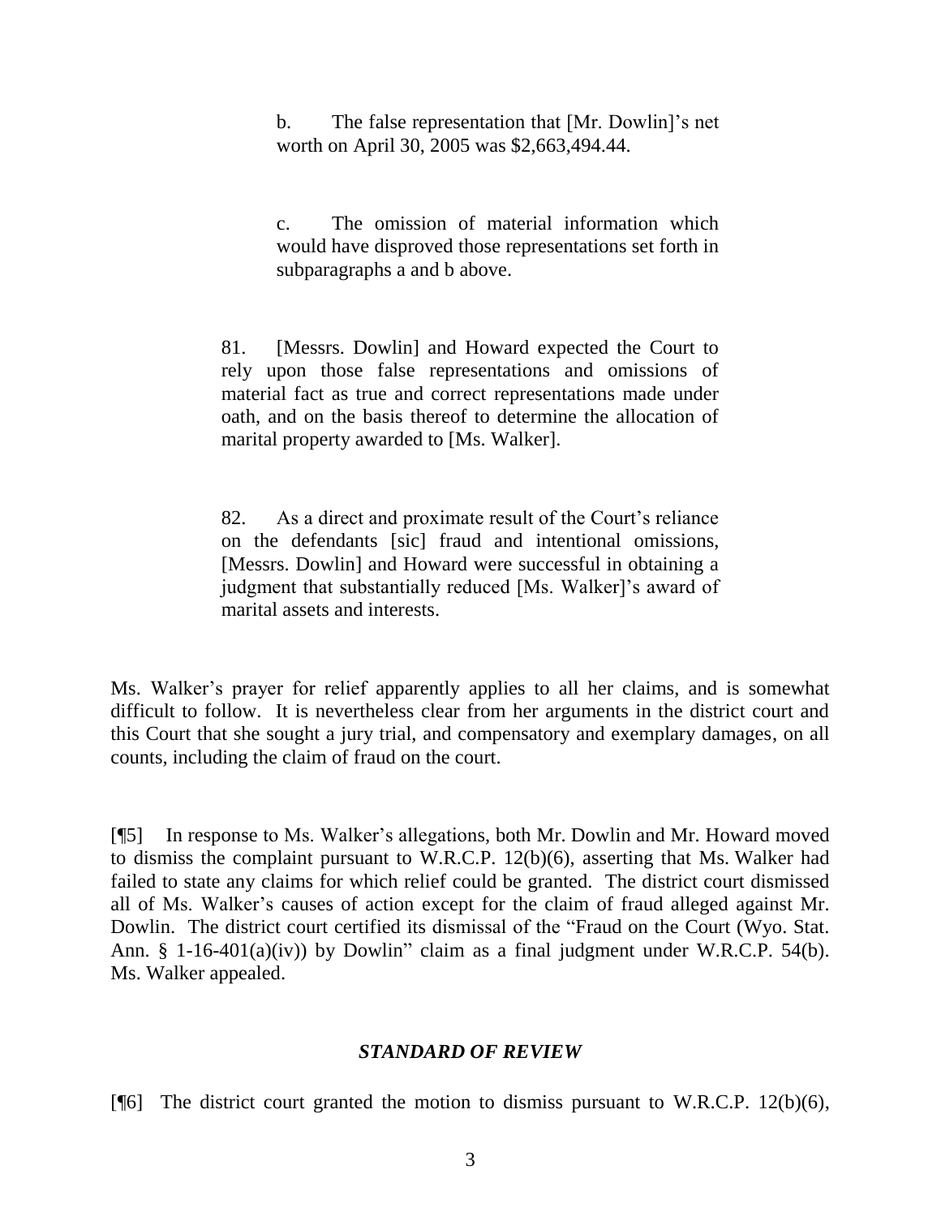> b. The false representation that [Mr. Dowlin]'s net worth on April 30, 2005 was $2,663,494.44.
>
> c. The omission of material information which would have disproved those representations set forth in subparagraphs a and b above.
>
> 81. [Messrs. Dowlin] and Howard expected the Court to rely upon those false representations and omissions of material fact as true and correct representations made under oath, and on the basis thereof to determine the allocation of marital property awarded to [Ms. Walker].
>
> 82. As a direct and proximate result of the Court's reliance on the defendants [sic] fraud and intentional omissions, [Messrs. Dowlin] and Howard were successful in obtaining a judgment that substantially reduced [Ms. Walker]'s award of marital assets and interests.

Ms. Walker's prayer for relief apparently applies to all her claims, and is somewhat difficult to follow. It is nevertheless clear from her arguments in the district court and this Court that she sought a jury trial, and compensatory and exemplary damages, on all counts, including the claim of fraud on the court.

[¶5] In response to Ms. Walker's allegations, both Mr. Dowlin and Mr. Howard moved to dismiss the complaint pursuant to W.R.C.P. 12(b)(6), asserting that Ms. Walker had failed to state any claims for which relief could be granted. The district court dismissed all of Ms. Walker's causes of action except for the claim of fraud alleged against Mr. Dowlin. The district court certified its dismissal of the "Fraud on the Court (Wyo. Stat. Ann. § 1-16-401(a)(iv)) by Dowlin" claim as a final judgment under W.R.C.P. 54(b). Ms. Walker appealed.

## *STANDARD OF REVIEW*

[¶6] The district court granted the motion to dismiss pursuant to W.R.C.P. 12(b)(6),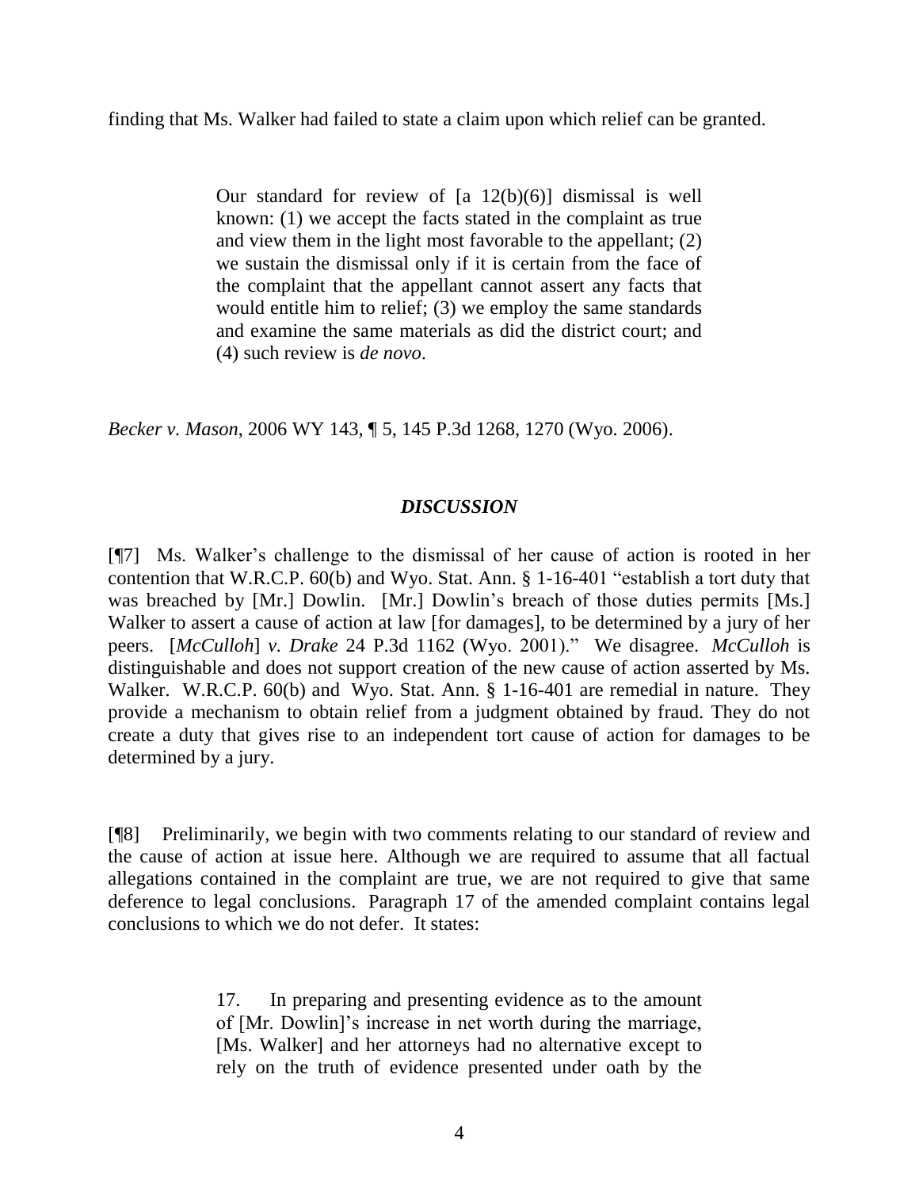finding that Ms. Walker had failed to state a claim upon which relief can be granted.

> Our standard for review of [a 12(b)(6)] dismissal is well known: (1) we accept the facts stated in the complaint as true and view them in the light most favorable to the appellant; (2) we sustain the dismissal only if it is certain from the face of the complaint that the appellant cannot assert any facts that would entitle him to relief; (3) we employ the same standards and examine the same materials as did the district court; and (4) such review is *de novo*.

*Becker v. Mason*, 2006 WY 143, ¶ 5, 145 P.3d 1268, 1270 (Wyo. 2006).

## *DISCUSSION*

[¶7] Ms. Walker's challenge to the dismissal of her cause of action is rooted in her contention that W.R.C.P. 60(b) and Wyo. Stat. Ann. § 1-16-401 "establish a tort duty that was breached by [Mr.] Dowlin. [Mr.] Dowlin's breach of those duties permits [Ms.] Walker to assert a cause of action at law [for damages], to be determined by a jury of her peers. [*McCulloh*] *v. Drake* 24 P.3d 1162 (Wyo. 2001)." We disagree. *McCulloh* is distinguishable and does not support creation of the new cause of action asserted by Ms. Walker. W.R.C.P. 60(b) and Wyo. Stat. Ann. § 1-16-401 are remedial in nature. They provide a mechanism to obtain relief from a judgment obtained by fraud. They do not create a duty that gives rise to an independent tort cause of action for damages to be determined by a jury.

[¶8] Preliminarily, we begin with two comments relating to our standard of review and the cause of action at issue here. Although we are required to assume that all factual allegations contained in the complaint are true, we are not required to give that same deference to legal conclusions. Paragraph 17 of the amended complaint contains legal conclusions to which we do not defer. It states:

> 17. In preparing and presenting evidence as to the amount of [Mr. Dowlin]'s increase in net worth during the marriage, [Ms. Walker] and her attorneys had no alternative except to rely on the truth of evidence presented under oath by the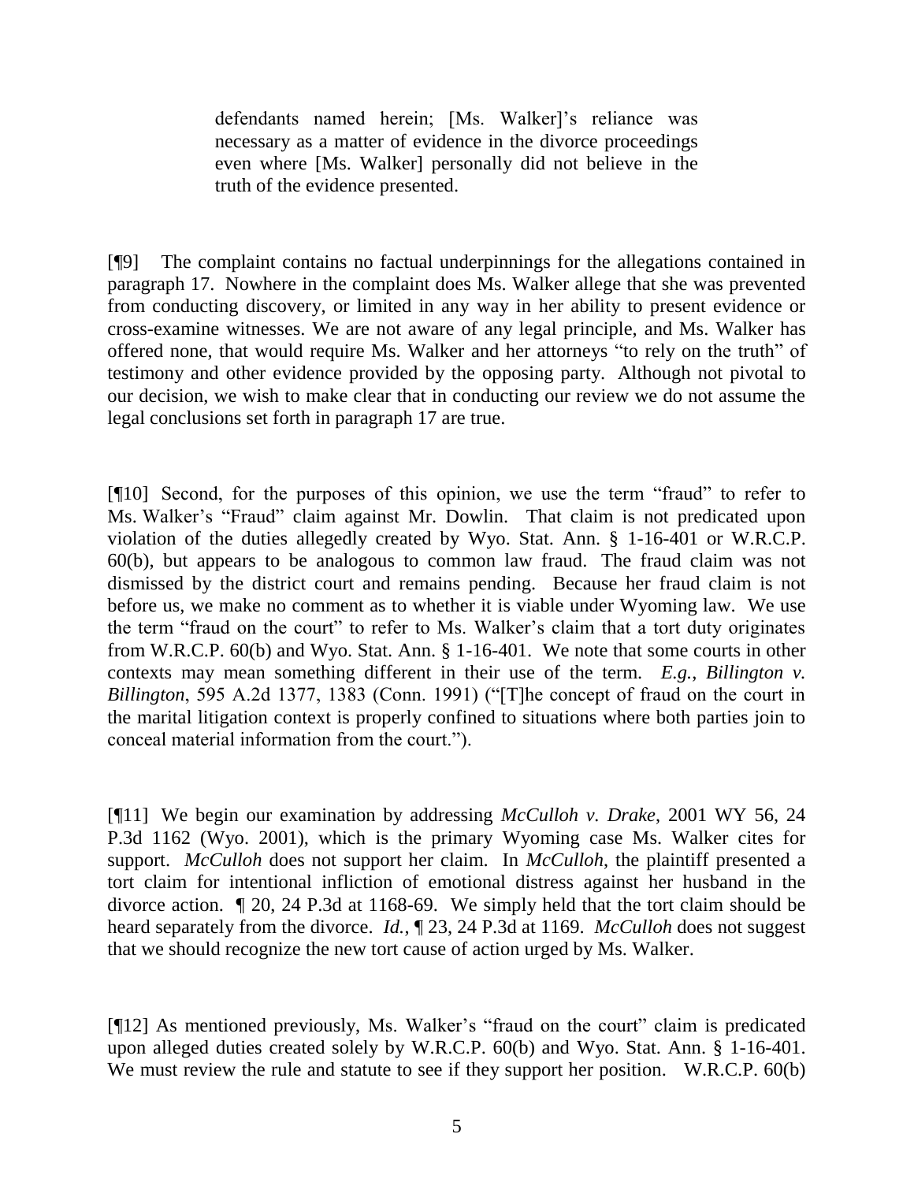> defendants named herein; [Ms. Walker]'s reliance was necessary as a matter of evidence in the divorce proceedings even where [Ms. Walker] personally did not believe in the truth of the evidence presented.

[¶9] The complaint contains no factual underpinnings for the allegations contained in paragraph 17. Nowhere in the complaint does Ms. Walker allege that she was prevented from conducting discovery, or limited in any way in her ability to present evidence or cross-examine witnesses. We are not aware of any legal principle, and Ms. Walker has offered none, that would require Ms. Walker and her attorneys "to rely on the truth" of testimony and other evidence provided by the opposing party. Although not pivotal to our decision, we wish to make clear that in conducting our review we do not assume the legal conclusions set forth in paragraph 17 are true.

[¶10] Second, for the purposes of this opinion, we use the term "fraud" to refer to Ms. Walker's "Fraud" claim against Mr. Dowlin. That claim is not predicated upon violation of the duties allegedly created by Wyo. Stat. Ann. § 1-16-401 or W.R.C.P. 60(b), but appears to be analogous to common law fraud. The fraud claim was not dismissed by the district court and remains pending. Because her fraud claim is not before us, we make no comment as to whether it is viable under Wyoming law. We use the term "fraud on the court" to refer to Ms. Walker's claim that a tort duty originates from W.R.C.P. 60(b) and Wyo. Stat. Ann. § 1-16-401. We note that some courts in other contexts may mean something different in their use of the term. *E.g.*, *Billington v. Billington*, 595 A.2d 1377, 1383 (Conn. 1991) ("[T]he concept of fraud on the court in the marital litigation context is properly confined to situations where both parties join to conceal material information from the court.").

[¶11] We begin our examination by addressing *McCulloh v. Drake*, 2001 WY 56, 24 P.3d 1162 (Wyo. 2001), which is the primary Wyoming case Ms. Walker cites for support. *McCulloh* does not support her claim. In *McCulloh*, the plaintiff presented a tort claim for intentional infliction of emotional distress against her husband in the divorce action. ¶ 20, 24 P.3d at 1168-69. We simply held that the tort claim should be heard separately from the divorce. *Id.*, ¶ 23, 24 P.3d at 1169. *McCulloh* does not suggest that we should recognize the new tort cause of action urged by Ms. Walker.

[¶12] As mentioned previously, Ms. Walker's "fraud on the court" claim is predicated upon alleged duties created solely by W.R.C.P. 60(b) and Wyo. Stat. Ann. § 1-16-401. We must review the rule and statute to see if they support her position. W.R.C.P. 60(b)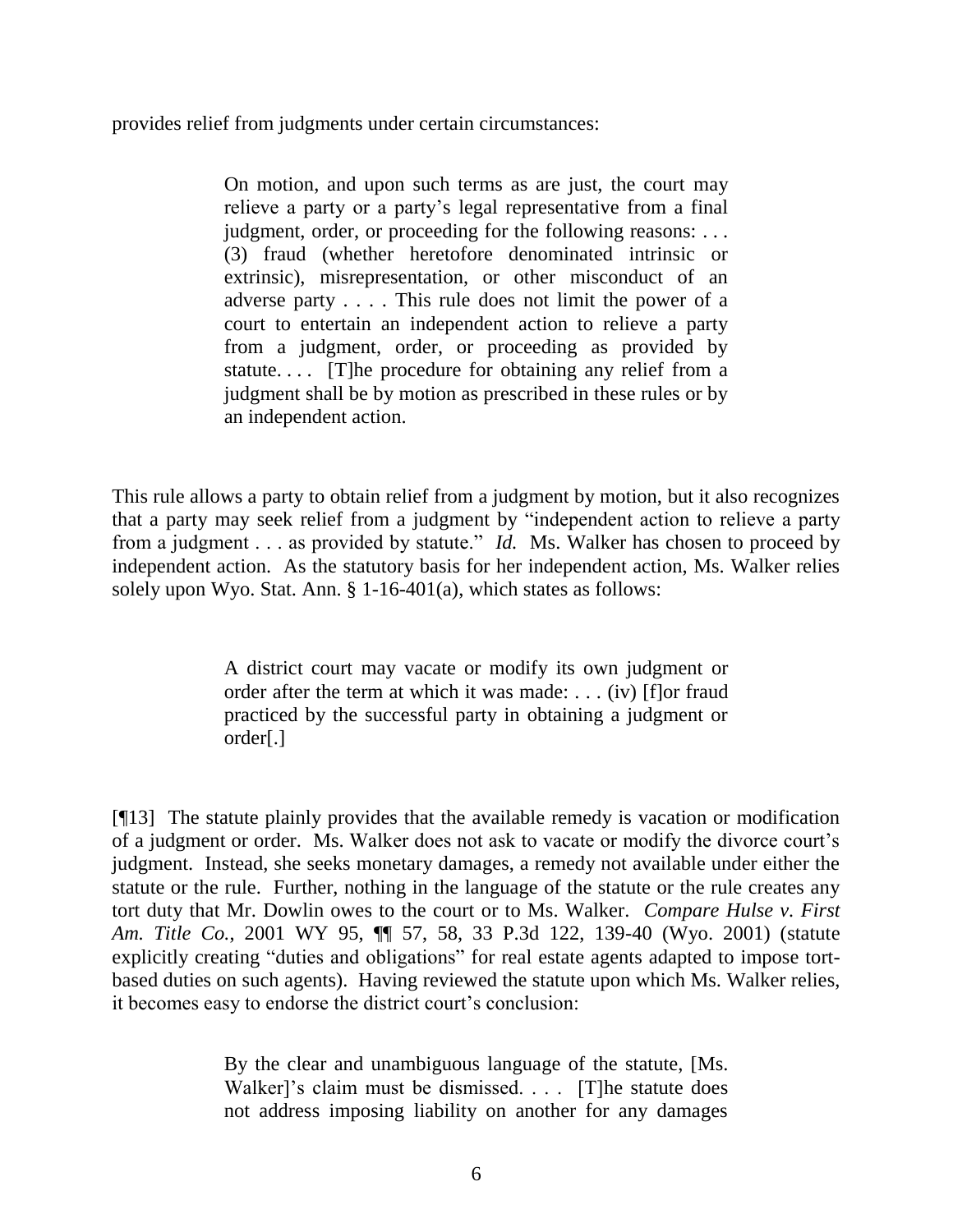provides relief from judgments under certain circumstances:

> On motion, and upon such terms as are just, the court may relieve a party or a party's legal representative from a final judgment, order, or proceeding for the following reasons: . . . (3) fraud (whether heretofore denominated intrinsic or extrinsic), misrepresentation, or other misconduct of an adverse party . . . . This rule does not limit the power of a court to entertain an independent action to relieve a party from a judgment, order, or proceeding as provided by statute. . . . [T]he procedure for obtaining any relief from a judgment shall be by motion as prescribed in these rules or by an independent action.

This rule allows a party to obtain relief from a judgment by motion, but it also recognizes that a party may seek relief from a judgment by "independent action to relieve a party from a judgment . . . as provided by statute." *Id.* Ms. Walker has chosen to proceed by independent action. As the statutory basis for her independent action, Ms. Walker relies solely upon Wyo. Stat. Ann. § 1-16-401(a), which states as follows:

> A district court may vacate or modify its own judgment or order after the term at which it was made: . . . (iv) [f]or fraud practiced by the successful party in obtaining a judgment or order[.]

[¶13] The statute plainly provides that the available remedy is vacation or modification of a judgment or order. Ms. Walker does not ask to vacate or modify the divorce court's judgment. Instead, she seeks monetary damages, a remedy not available under either the statute or the rule. Further, nothing in the language of the statute or the rule creates any tort duty that Mr. Dowlin owes to the court or to Ms. Walker. *Compare Hulse v. First Am. Title Co.*, 2001 WY 95, ¶¶ 57, 58, 33 P.3d 122, 139-40 (Wyo. 2001) (statute explicitly creating "duties and obligations" for real estate agents adapted to impose tort-based duties on such agents). Having reviewed the statute upon which Ms. Walker relies, it becomes easy to endorse the district court's conclusion:

> By the clear and unambiguous language of the statute, [Ms. Walker]'s claim must be dismissed. . . . [T]he statute does not address imposing liability on another for any damages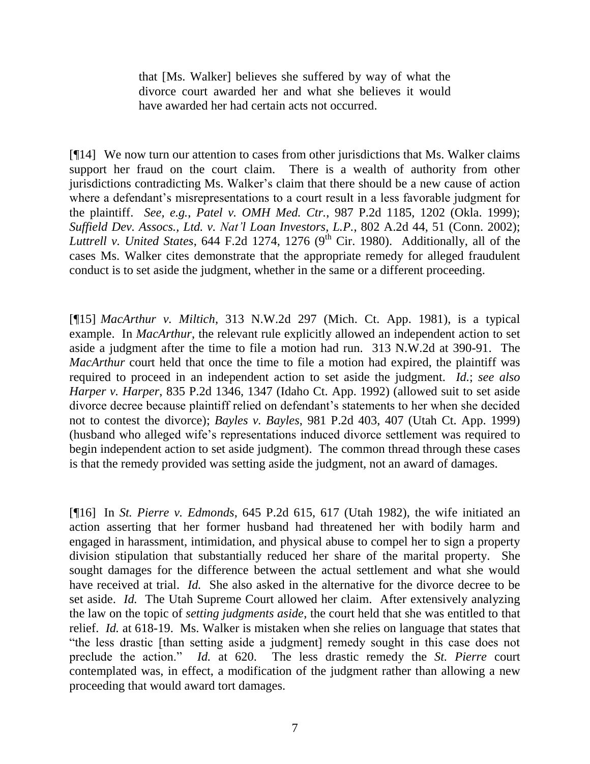> that [Ms. Walker] believes she suffered by way of what the divorce court awarded her and what she believes it would have awarded her had certain acts not occurred.

[¶14] We now turn our attention to cases from other jurisdictions that Ms. Walker claims support her fraud on the court claim. There is a wealth of authority from other jurisdictions contradicting Ms. Walker's claim that there should be a new cause of action where a defendant's misrepresentations to a court result in a less favorable judgment for the plaintiff. *See, e.g., Patel v. OMH Med. Ctr.*, 987 P.2d 1185, 1202 (Okla. 1999); *Suffield Dev. Assocs., Ltd. v. Nat'l Loan Investors, L.P.*, 802 A.2d 44, 51 (Conn. 2002); *Luttrell v. United States*, 644 F.2d 1274, 1276 (9th Cir. 1980). Additionally, all of the cases Ms. Walker cites demonstrate that the appropriate remedy for alleged fraudulent conduct is to set aside the judgment, whether in the same or a different proceeding.

[¶15] *MacArthur v. Miltich*, 313 N.W.2d 297 (Mich. Ct. App. 1981), is a typical example. In *MacArthur*, the relevant rule explicitly allowed an independent action to set aside a judgment after the time to file a motion had run. 313 N.W.2d at 390-91. The *MacArthur* court held that once the time to file a motion had expired, the plaintiff was required to proceed in an independent action to set aside the judgment. *Id.*; *see also Harper v. Harper*, 835 P.2d 1346, 1347 (Idaho Ct. App. 1992) (allowed suit to set aside divorce decree because plaintiff relied on defendant's statements to her when she decided not to contest the divorce); *Bayles v. Bayles*, 981 P.2d 403, 407 (Utah Ct. App. 1999) (husband who alleged wife's representations induced divorce settlement was required to begin independent action to set aside judgment). The common thread through these cases is that the remedy provided was setting aside the judgment, not an award of damages.

[¶16] In *St. Pierre v. Edmonds*, 645 P.2d 615, 617 (Utah 1982), the wife initiated an action asserting that her former husband had threatened her with bodily harm and engaged in harassment, intimidation, and physical abuse to compel her to sign a property division stipulation that substantially reduced her share of the marital property. She sought damages for the difference between the actual settlement and what she would have received at trial. *Id.* She also asked in the alternative for the divorce decree to be set aside. *Id.* The Utah Supreme Court allowed her claim. After extensively analyzing the law on the topic of *setting judgments aside*, the court held that she was entitled to that relief. *Id.* at 618-19. Ms. Walker is mistaken when she relies on language that states that "the less drastic [than setting aside a judgment] remedy sought in this case does not preclude the action." *Id.* at 620. The less drastic remedy the *St. Pierre* court contemplated was, in effect, a modification of the judgment rather than allowing a new proceeding that would award tort damages.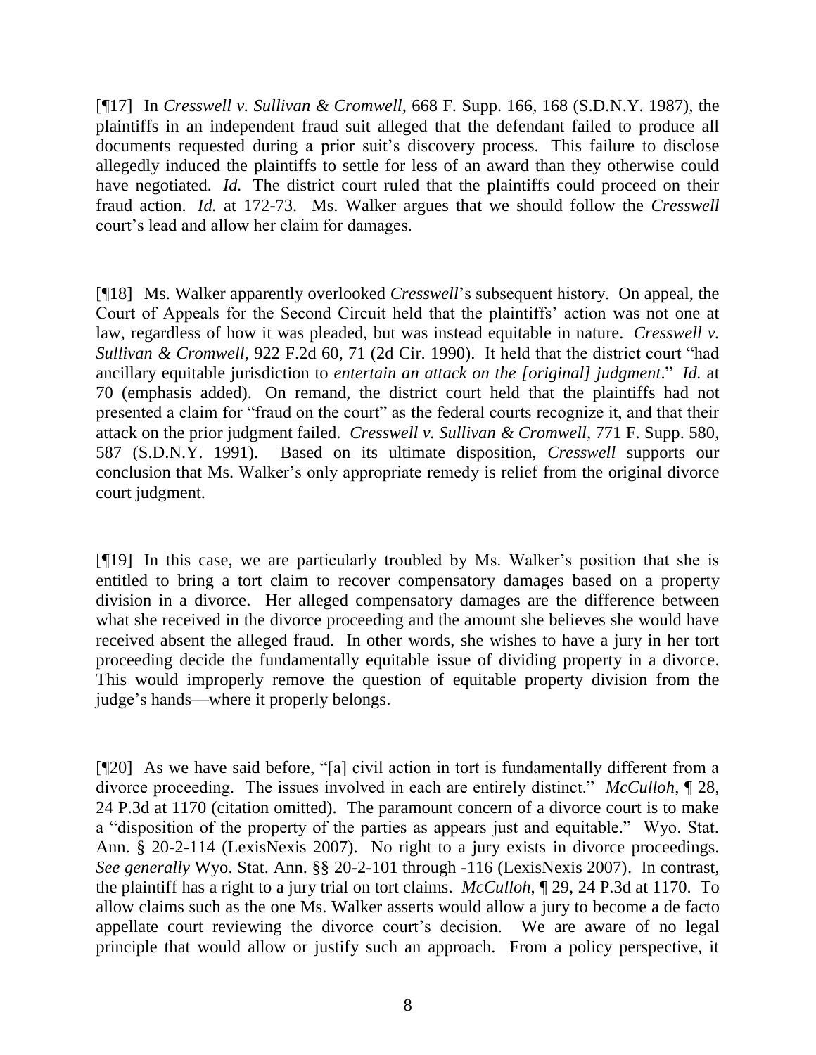[¶17] In *Cresswell v. Sullivan & Cromwell*, 668 F. Supp. 166, 168 (S.D.N.Y. 1987), the plaintiffs in an independent fraud suit alleged that the defendant failed to produce all documents requested during a prior suit's discovery process. This failure to disclose allegedly induced the plaintiffs to settle for less of an award than they otherwise could have negotiated. *Id.* The district court ruled that the plaintiffs could proceed on their fraud action. *Id.* at 172-73. Ms. Walker argues that we should follow the *Cresswell* court's lead and allow her claim for damages.

[¶18] Ms. Walker apparently overlooked *Cresswell*'s subsequent history. On appeal, the Court of Appeals for the Second Circuit held that the plaintiffs' action was not one at law, regardless of how it was pleaded, but was instead equitable in nature. *Cresswell v. Sullivan & Cromwell*, 922 F.2d 60, 71 (2d Cir. 1990). It held that the district court "had ancillary equitable jurisdiction to *entertain an attack on the [original] judgment*." *Id.* at 70 (emphasis added). On remand, the district court held that the plaintiffs had not presented a claim for "fraud on the court" as the federal courts recognize it, and that their attack on the prior judgment failed. *Cresswell v. Sullivan & Cromwell*, 771 F. Supp. 580, 587 (S.D.N.Y. 1991). Based on its ultimate disposition, *Cresswell* supports our conclusion that Ms. Walker's only appropriate remedy is relief from the original divorce court judgment.

[¶19] In this case, we are particularly troubled by Ms. Walker's position that she is entitled to bring a tort claim to recover compensatory damages based on a property division in a divorce. Her alleged compensatory damages are the difference between what she received in the divorce proceeding and the amount she believes she would have received absent the alleged fraud. In other words, she wishes to have a jury in her tort proceeding decide the fundamentally equitable issue of dividing property in a divorce. This would improperly remove the question of equitable property division from the judge's hands—where it properly belongs.

[¶20] As we have said before, "[a] civil action in tort is fundamentally different from a divorce proceeding. The issues involved in each are entirely distinct." *McCulloh*, ¶ 28, 24 P.3d at 1170 (citation omitted). The paramount concern of a divorce court is to make a "disposition of the property of the parties as appears just and equitable." Wyo. Stat. Ann. § 20-2-114 (LexisNexis 2007). No right to a jury exists in divorce proceedings. *See generally* Wyo. Stat. Ann. §§ 20-2-101 through -116 (LexisNexis 2007). In contrast, the plaintiff has a right to a jury trial on tort claims. *McCulloh*, ¶ 29, 24 P.3d at 1170. To allow claims such as the one Ms. Walker asserts would allow a jury to become a de facto appellate court reviewing the divorce court's decision. We are aware of no legal principle that would allow or justify such an approach. From a policy perspective, it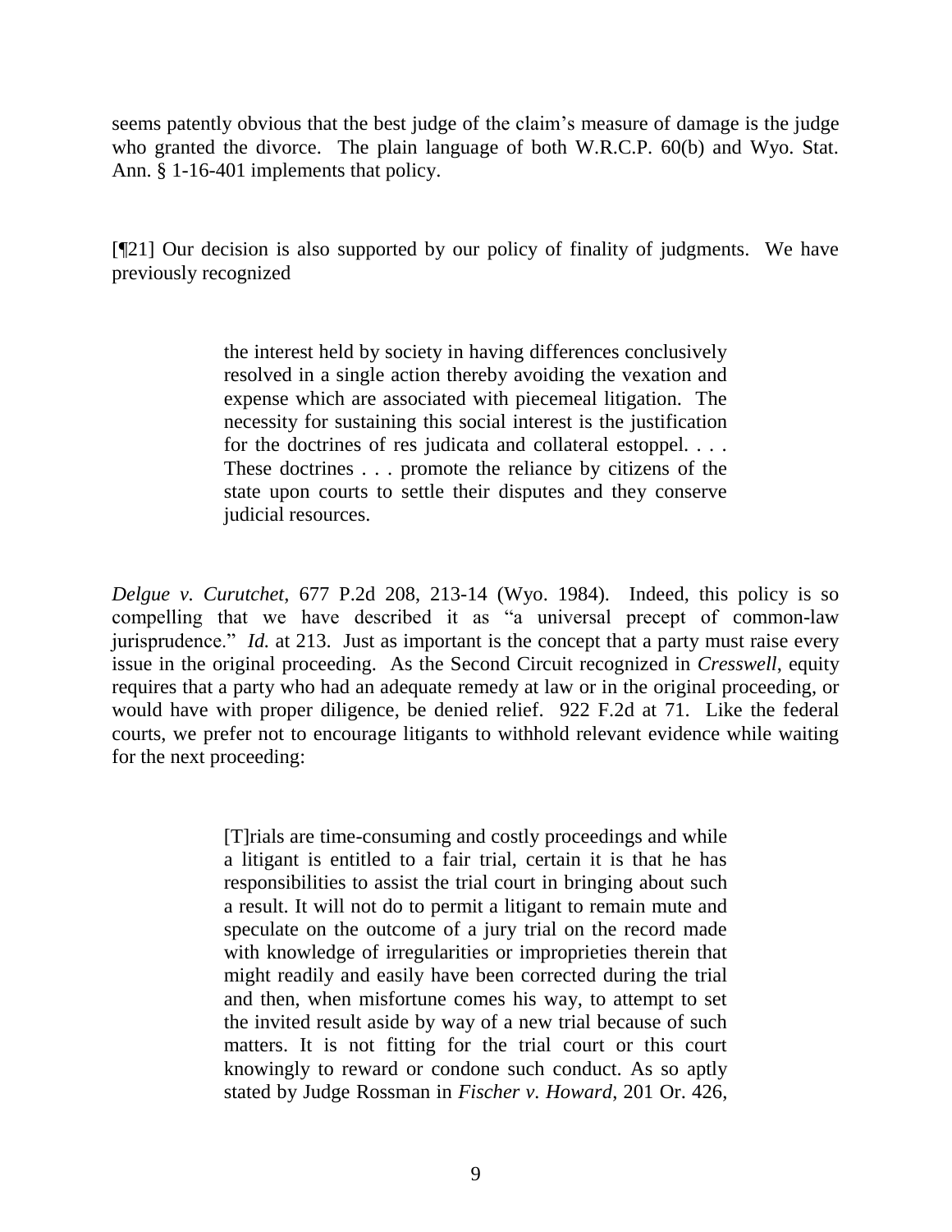seems patently obvious that the best judge of the claim's measure of damage is the judge who granted the divorce. The plain language of both W.R.C.P. 60(b) and Wyo. Stat. Ann. § 1-16-401 implements that policy.

[¶21] Our decision is also supported by our policy of finality of judgments. We have previously recognized

> the interest held by society in having differences conclusively resolved in a single action thereby avoiding the vexation and expense which are associated with piecemeal litigation. The necessity for sustaining this social interest is the justification for the doctrines of res judicata and collateral estoppel. . . . These doctrines . . . promote the reliance by citizens of the state upon courts to settle their disputes and they conserve judicial resources.

*Delgue v. Curutchet*, 677 P.2d 208, 213-14 (Wyo. 1984). Indeed, this policy is so compelling that we have described it as "a universal precept of common-law jurisprudence." *Id.* at 213. Just as important is the concept that a party must raise every issue in the original proceeding. As the Second Circuit recognized in *Cresswell*, equity requires that a party who had an adequate remedy at law or in the original proceeding, or would have with proper diligence, be denied relief. 922 F.2d at 71. Like the federal courts, we prefer not to encourage litigants to withhold relevant evidence while waiting for the next proceeding:

> [T]rials are time-consuming and costly proceedings and while a litigant is entitled to a fair trial, certain it is that he has responsibilities to assist the trial court in bringing about such a result. It will not do to permit a litigant to remain mute and speculate on the outcome of a jury trial on the record made with knowledge of irregularities or improprieties therein that might readily and easily have been corrected during the trial and then, when misfortune comes his way, to attempt to set the invited result aside by way of a new trial because of such matters. It is not fitting for the trial court or this court knowingly to reward or condone such conduct. As so aptly stated by Judge Rossman in *Fischer v. Howard*, 201 Or. 426,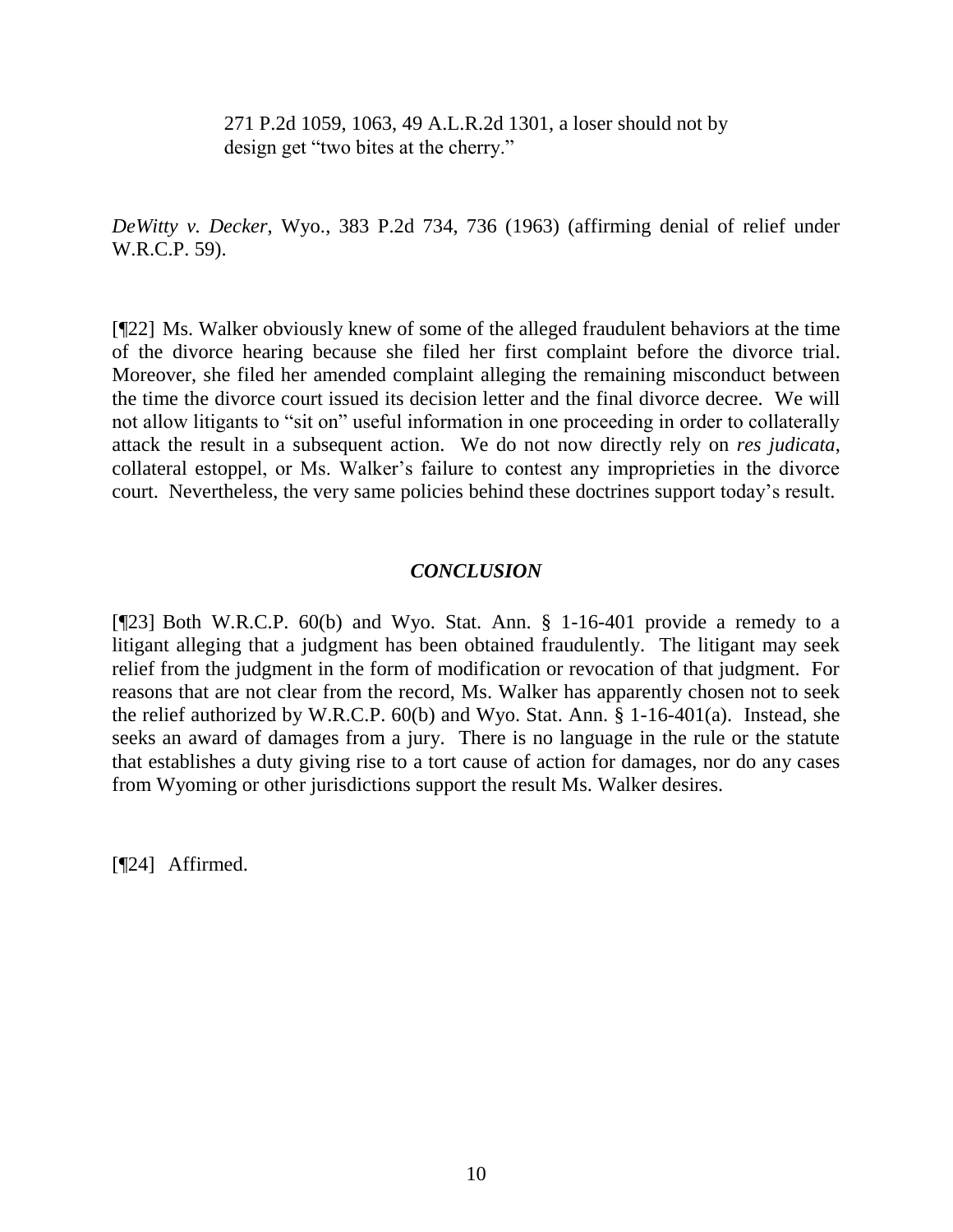> 271 P.2d 1059, 1063, 49 A.L.R.2d 1301, a loser should not by design get "two bites at the cherry."

*DeWitty v. Decker*, Wyo., 383 P.2d 734, 736 (1963) (affirming denial of relief under W.R.C.P. 59).

[¶22] Ms. Walker obviously knew of some of the alleged fraudulent behaviors at the time of the divorce hearing because she filed her first complaint before the divorce trial. Moreover, she filed her amended complaint alleging the remaining misconduct between the time the divorce court issued its decision letter and the final divorce decree. We will not allow litigants to "sit on" useful information in one proceeding in order to collaterally attack the result in a subsequent action. We do not now directly rely on *res judicata*, collateral estoppel, or Ms. Walker's failure to contest any improprieties in the divorce court. Nevertheless, the very same policies behind these doctrines support today's result.

## *CONCLUSION*

[¶23] Both W.R.C.P. 60(b) and Wyo. Stat. Ann. § 1-16-401 provide a remedy to a litigant alleging that a judgment has been obtained fraudulently. The litigant may seek relief from the judgment in the form of modification or revocation of that judgment. For reasons that are not clear from the record, Ms. Walker has apparently chosen not to seek the relief authorized by W.R.C.P. 60(b) and Wyo. Stat. Ann. § 1-16-401(a). Instead, she seeks an award of damages from a jury. There is no language in the rule or the statute that establishes a duty giving rise to a tort cause of action for damages, nor do any cases from Wyoming or other jurisdictions support the result Ms. Walker desires.

[¶24] Affirmed.